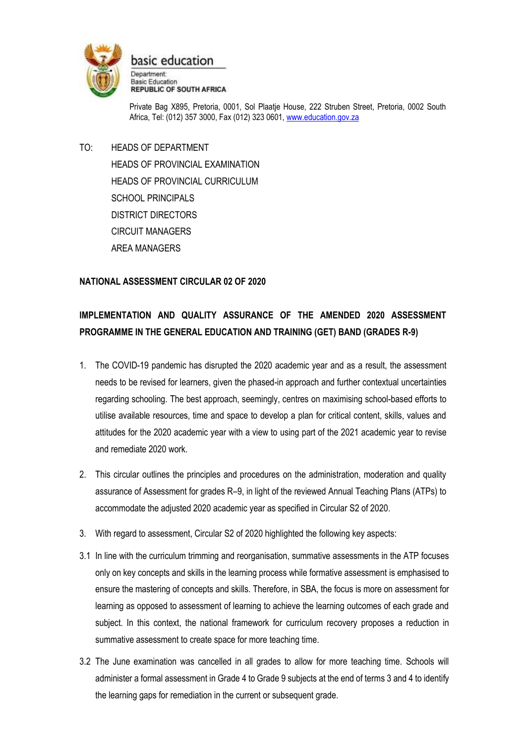basic education

Department:
Basic Education
**REPUBLIC OF SOUTH AFRICA**

Private Bag X895, Pretoria, 0001, Sol Plaatje House, 222 Struben Street, Pretoria, 0002 South Africa, Tel: (012) 357 3000, Fax (012) 323 0601, www.education.gov.za

TO: HEADS OF DEPARTMENT
HEADS OF PROVINCIAL EXAMINATION
HEADS OF PROVINCIAL CURRICULUM
SCHOOL PRINCIPALS
DISTRICT DIRECTORS
CIRCUIT MANAGERS
AREA MANAGERS

**NATIONAL ASSESSMENT CIRCULAR 02 OF 2020**

**IMPLEMENTATION AND QUALITY ASSURANCE OF THE AMENDED 2020 ASSESSMENT PROGRAMME IN THE GENERAL EDUCATION AND TRAINING (GET) BAND (GRADES R-9)**

1. The COVID-19 pandemic has disrupted the 2020 academic year and as a result, the assessment needs to be revised for learners, given the phased-in approach and further contextual uncertainties regarding schooling. The best approach, seemingly, centres on maximising school-based efforts to utilise available resources, time and space to develop a plan for critical content, skills, values and attitudes for the 2020 academic year with a view to using part of the 2021 academic year to revise and remediate 2020 work.

2. This circular outlines the principles and procedures on the administration, moderation and quality assurance of Assessment for grades R–9, in light of the reviewed Annual Teaching Plans (ATPs) to accommodate the adjusted 2020 academic year as specified in Circular S2 of 2020.

3. With regard to assessment, Circular S2 of 2020 highlighted the following key aspects:

3.1 In line with the curriculum trimming and reorganisation, summative assessments in the ATP focuses only on key concepts and skills in the learning process while formative assessment is emphasised to ensure the mastering of concepts and skills. Therefore, in SBA, the focus is more on assessment for learning as opposed to assessment of learning to achieve the learning outcomes of each grade and subject. In this context, the national framework for curriculum recovery proposes a reduction in summative assessment to create space for more teaching time.

3.2 The June examination was cancelled in all grades to allow for more teaching time. Schools will administer a formal assessment in Grade 4 to Grade 9 subjects at the end of terms 3 and 4 to identify the learning gaps for remediation in the current or subsequent grade.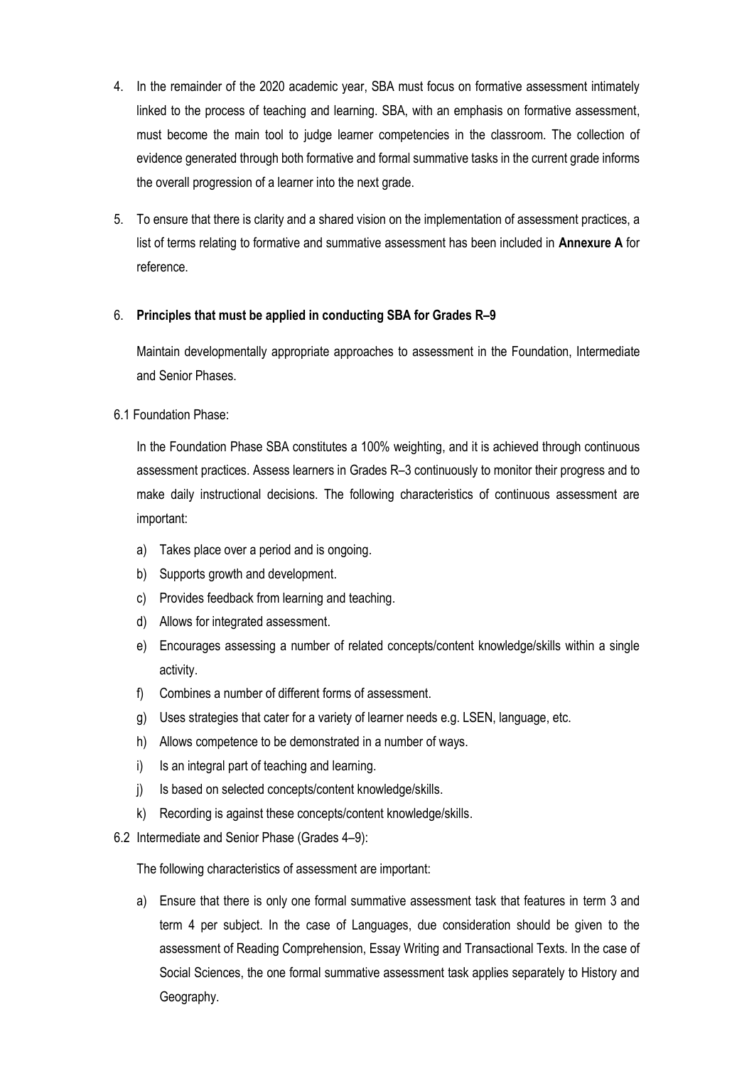4. In the remainder of the 2020 academic year, SBA must focus on formative assessment intimately linked to the process of teaching and learning. SBA, with an emphasis on formative assessment, must become the main tool to judge learner competencies in the classroom. The collection of evidence generated through both formative and formal summative tasks in the current grade informs the overall progression of a learner into the next grade.

5. To ensure that there is clarity and a shared vision on the implementation of assessment practices, a list of terms relating to formative and summative assessment has been included in **Annexure A** for reference.

6. **Principles that must be applied in conducting SBA for Grades R–9**

   Maintain developmentally appropriate approaches to assessment in the Foundation, Intermediate and Senior Phases.

6.1 Foundation Phase:

In the Foundation Phase SBA constitutes a 100% weighting, and it is achieved through continuous assessment practices. Assess learners in Grades R–3 continuously to monitor their progress and to make daily instructional decisions. The following characteristics of continuous assessment are important:

a) Takes place over a period and is ongoing.
b) Supports growth and development.
c) Provides feedback from learning and teaching.
d) Allows for integrated assessment.
e) Encourages assessing a number of related concepts/content knowledge/skills within a single activity.
f) Combines a number of different forms of assessment.
g) Uses strategies that cater for a variety of learner needs e.g. LSEN, language, etc.
h) Allows competence to be demonstrated in a number of ways.
i) Is an integral part of teaching and learning.
j) Is based on selected concepts/content knowledge/skills.
k) Recording is against these concepts/content knowledge/skills.

6.2 Intermediate and Senior Phase (Grades 4–9):

The following characteristics of assessment are important:

a) Ensure that there is only one formal summative assessment task that features in term 3 and term 4 per subject. In the case of Languages, due consideration should be given to the assessment of Reading Comprehension, Essay Writing and Transactional Texts. In the case of Social Sciences, the one formal summative assessment task applies separately to History and Geography.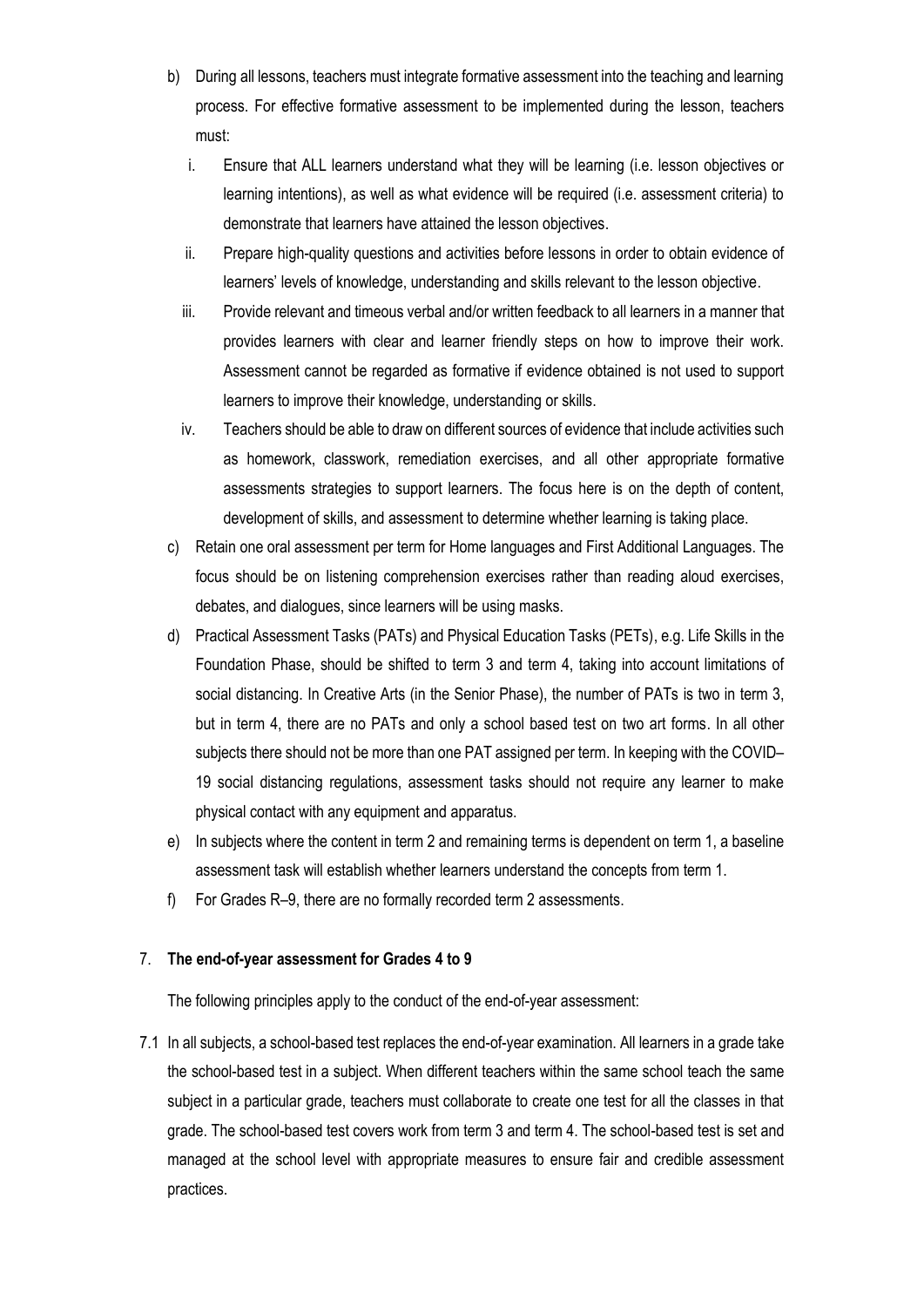b) During all lessons, teachers must integrate formative assessment into the teaching and learning process. For effective formative assessment to be implemented during the lesson, teachers must:

   i. Ensure that ALL learners understand what they will be learning (i.e. lesson objectives or learning intentions), as well as what evidence will be required (i.e. assessment criteria) to demonstrate that learners have attained the lesson objectives.

   ii. Prepare high-quality questions and activities before lessons in order to obtain evidence of learners' levels of knowledge, understanding and skills relevant to the lesson objective.

   iii. Provide relevant and timeous verbal and/or written feedback to all learners in a manner that provides learners with clear and learner friendly steps on how to improve their work. Assessment cannot be regarded as formative if evidence obtained is not used to support learners to improve their knowledge, understanding or skills.

   iv. Teachers should be able to draw on different sources of evidence that include activities such as homework, classwork, remediation exercises, and all other appropriate formative assessments strategies to support learners. The focus here is on the depth of content, development of skills, and assessment to determine whether learning is taking place.

c) Retain one oral assessment per term for Home languages and First Additional Languages. The focus should be on listening comprehension exercises rather than reading aloud exercises, debates, and dialogues, since learners will be using masks.

d) Practical Assessment Tasks (PATs) and Physical Education Tasks (PETs), e.g. Life Skills in the Foundation Phase, should be shifted to term 3 and term 4, taking into account limitations of social distancing. In Creative Arts (in the Senior Phase), the number of PATs is two in term 3, but in term 4, there are no PATs and only a school based test on two art forms. In all other subjects there should not be more than one PAT assigned per term. In keeping with the COVID–19 social distancing regulations, assessment tasks should not require any learner to make physical contact with any equipment and apparatus.

e) In subjects where the content in term 2 and remaining terms is dependent on term 1, a baseline assessment task will establish whether learners understand the concepts from term 1.

f) For Grades R–9, there are no formally recorded term 2 assessments.

7. **The end-of-year assessment for Grades 4 to 9**

The following principles apply to the conduct of the end-of-year assessment:

7.1 In all subjects, a school-based test replaces the end-of-year examination. All learners in a grade take the school-based test in a subject. When different teachers within the same school teach the same subject in a particular grade, teachers must collaborate to create one test for all the classes in that grade. The school-based test covers work from term 3 and term 4. The school-based test is set and managed at the school level with appropriate measures to ensure fair and credible assessment practices.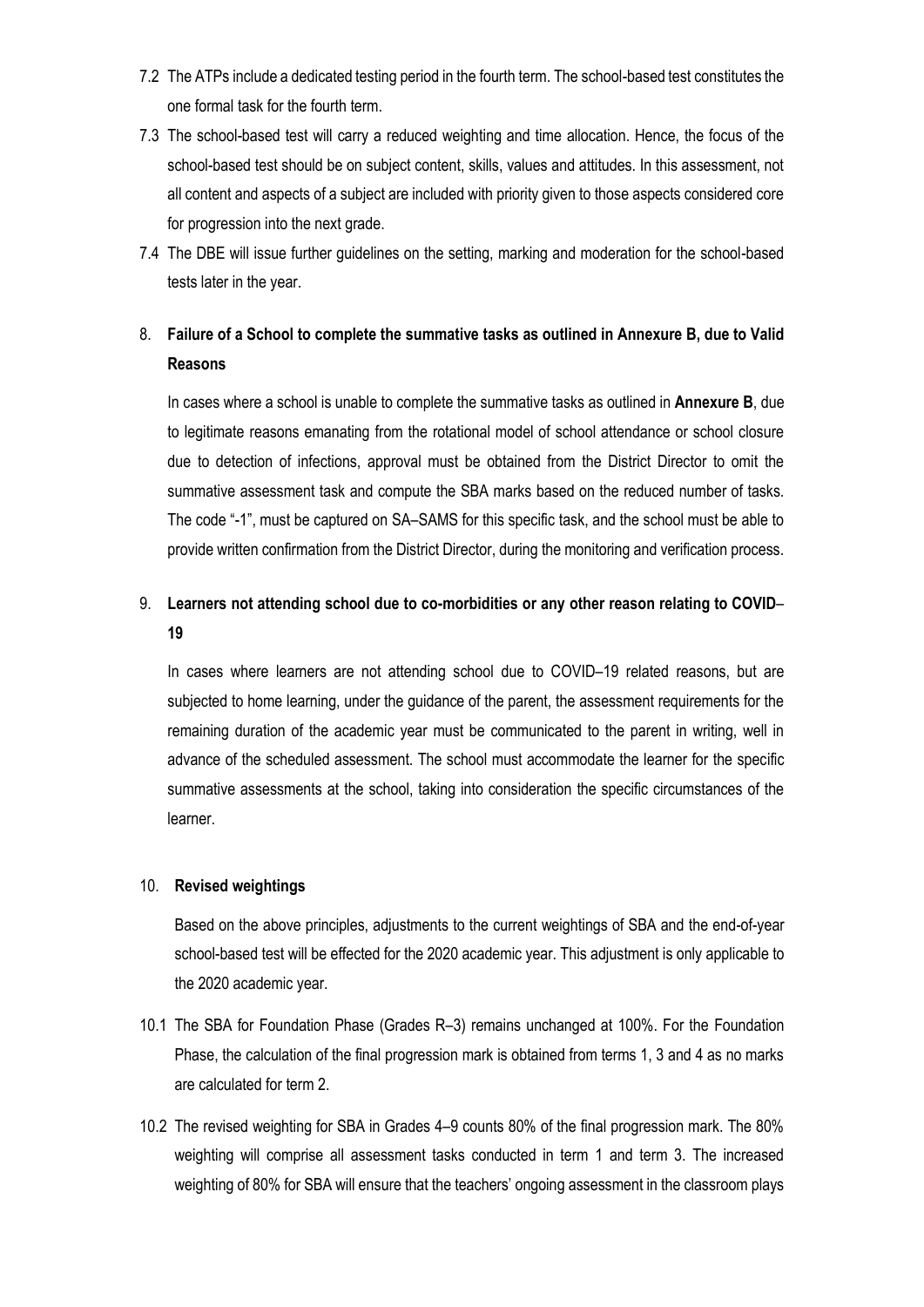7.2 The ATPs include a dedicated testing period in the fourth term. The school-based test constitutes the one formal task for the fourth term.

7.3 The school-based test will carry a reduced weighting and time allocation. Hence, the focus of the school-based test should be on subject content, skills, values and attitudes. In this assessment, not all content and aspects of a subject are included with priority given to those aspects considered core for progression into the next grade.

7.4 The DBE will issue further guidelines on the setting, marking and moderation for the school-based tests later in the year.

## 8. Failure of a School to complete the summative tasks as outlined in Annexure B, due to Valid Reasons

In cases where a school is unable to complete the summative tasks as outlined in **Annexure B**, due to legitimate reasons emanating from the rotational model of school attendance or school closure due to detection of infections, approval must be obtained from the District Director to omit the summative assessment task and compute the SBA marks based on the reduced number of tasks. The code "-1", must be captured on SA–SAMS for this specific task, and the school must be able to provide written confirmation from the District Director, during the monitoring and verification process.

## 9. Learners not attending school due to co-morbidities or any other reason relating to COVID–19

In cases where learners are not attending school due to COVID–19 related reasons, but are subjected to home learning, under the guidance of the parent, the assessment requirements for the remaining duration of the academic year must be communicated to the parent in writing, well in advance of the scheduled assessment. The school must accommodate the learner for the specific summative assessments at the school, taking into consideration the specific circumstances of the learner.

## 10. Revised weightings

Based on the above principles, adjustments to the current weightings of SBA and the end-of-year school-based test will be effected for the 2020 academic year. This adjustment is only applicable to the 2020 academic year.

10.1 The SBA for Foundation Phase (Grades R–3) remains unchanged at 100%. For the Foundation Phase, the calculation of the final progression mark is obtained from terms 1, 3 and 4 as no marks are calculated for term 2.

10.2 The revised weighting for SBA in Grades 4–9 counts 80% of the final progression mark. The 80% weighting will comprise all assessment tasks conducted in term 1 and term 3. The increased weighting of 80% for SBA will ensure that the teachers' ongoing assessment in the classroom plays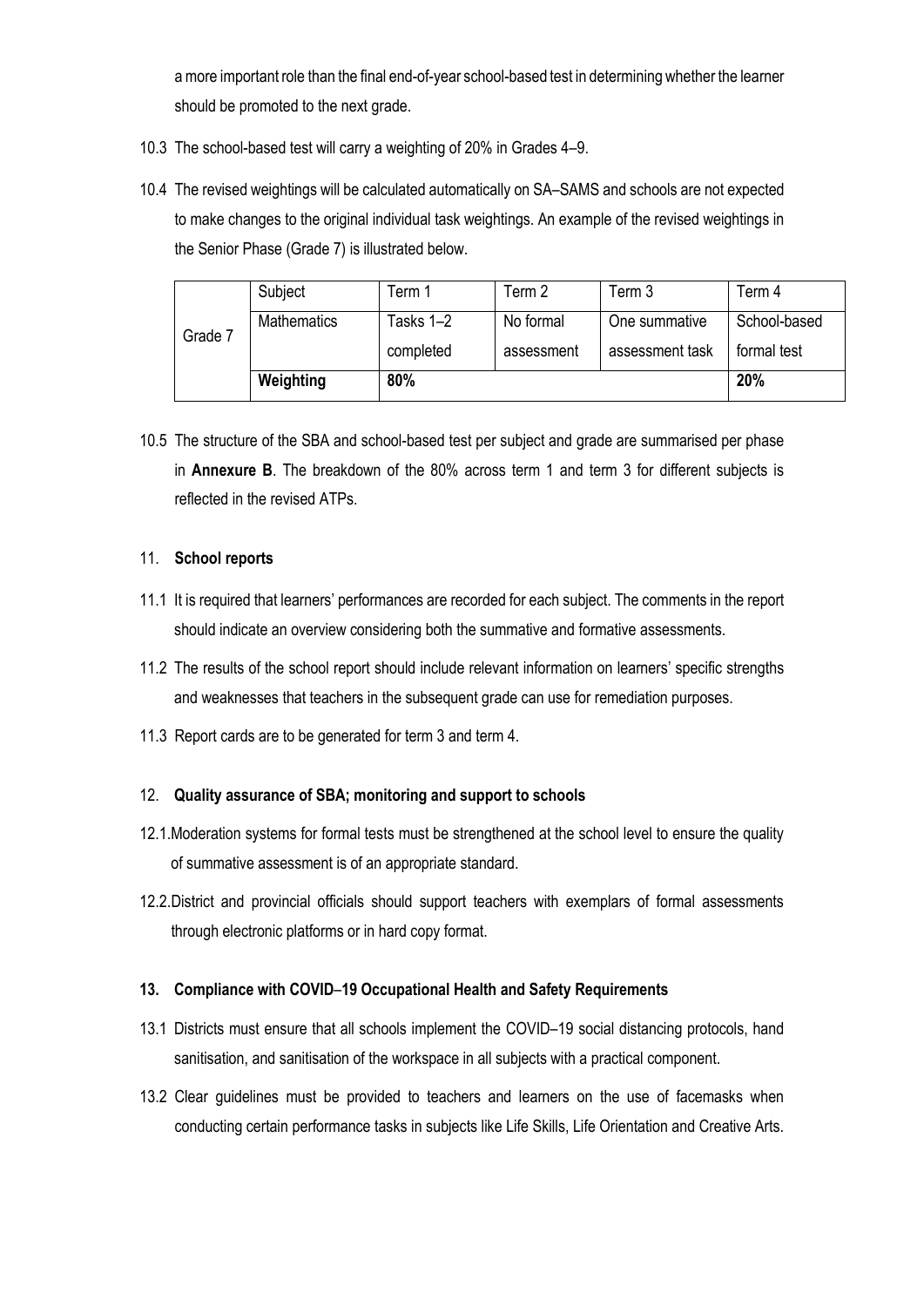a more important role than the final end-of-year school-based test in determining whether the learner should be promoted to the next grade.

10.3 The school-based test will carry a weighting of 20% in Grades 4–9.

10.4 The revised weightings will be calculated automatically on SA–SAMS and schools are not expected to make changes to the original individual task weightings. An example of the revised weightings in the Senior Phase (Grade 7) is illustrated below.

| | Subject | Term 1 | Term 2 | Term 3 | Term 4 |
|---|---|---|---|---|---|
| Grade 7 | Mathematics | Tasks 1–2 completed | No formal assessment | One summative assessment task | School-based formal test |
| | **Weighting** | **80%** | | | **20%** |

10.5 The structure of the SBA and school-based test per subject and grade are summarised per phase in **Annexure B**. The breakdown of the 80% across term 1 and term 3 for different subjects is reflected in the revised ATPs.

## 11. **School reports**

11.1 It is required that learners' performances are recorded for each subject. The comments in the report should indicate an overview considering both the summative and formative assessments.

11.2 The results of the school report should include relevant information on learners' specific strengths and weaknesses that teachers in the subsequent grade can use for remediation purposes.

11.3 Report cards are to be generated for term 3 and term 4.

## 12. **Quality assurance of SBA; monitoring and support to schools**

12.1. Moderation systems for formal tests must be strengthened at the school level to ensure the quality of summative assessment is of an appropriate standard.

12.2. District and provincial officials should support teachers with exemplars of formal assessments through electronic platforms or in hard copy format.

## 13. **Compliance with COVID–19 Occupational Health and Safety Requirements**

13.1 Districts must ensure that all schools implement the COVID–19 social distancing protocols, hand sanitisation, and sanitisation of the workspace in all subjects with a practical component.

13.2 Clear guidelines must be provided to teachers and learners on the use of facemasks when conducting certain performance tasks in subjects like Life Skills, Life Orientation and Creative Arts.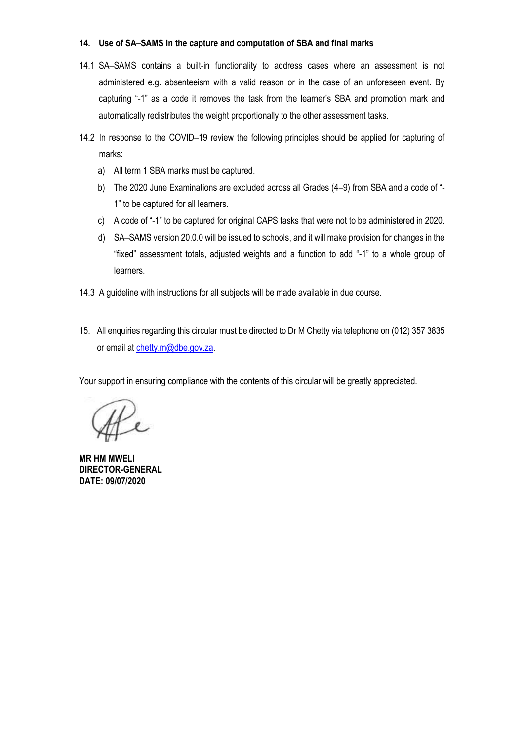**14. Use of SA–SAMS in the capture and computation of SBA and final marks**

14.1 SA–SAMS contains a built-in functionality to address cases where an assessment is not administered e.g. absenteeism with a valid reason or in the case of an unforeseen event. By capturing "-1" as a code it removes the task from the learner's SBA and promotion mark and automatically redistributes the weight proportionally to the other assessment tasks.

14.2 In response to the COVID–19 review the following principles should be applied for capturing of marks:

a) All term 1 SBA marks must be captured.

b) The 2020 June Examinations are excluded across all Grades (4–9) from SBA and a code of "-1" to be captured for all learners.

c) A code of "-1" to be captured for original CAPS tasks that were not to be administered in 2020.

d) SA–SAMS version 20.0.0 will be issued to schools, and it will make provision for changes in the "fixed" assessment totals, adjusted weights and a function to add "-1" to a whole group of learners.

14.3 A guideline with instructions for all subjects will be made available in due course.

15. All enquiries regarding this circular must be directed to Dr M Chetty via telephone on (012) 357 3835 or email at chetty.m@dbe.gov.za.

Your support in ensuring compliance with the contents of this circular will be greatly appreciated.

**MR HM MWELI**
**DIRECTOR-GENERAL**
**DATE: 09/07/2020**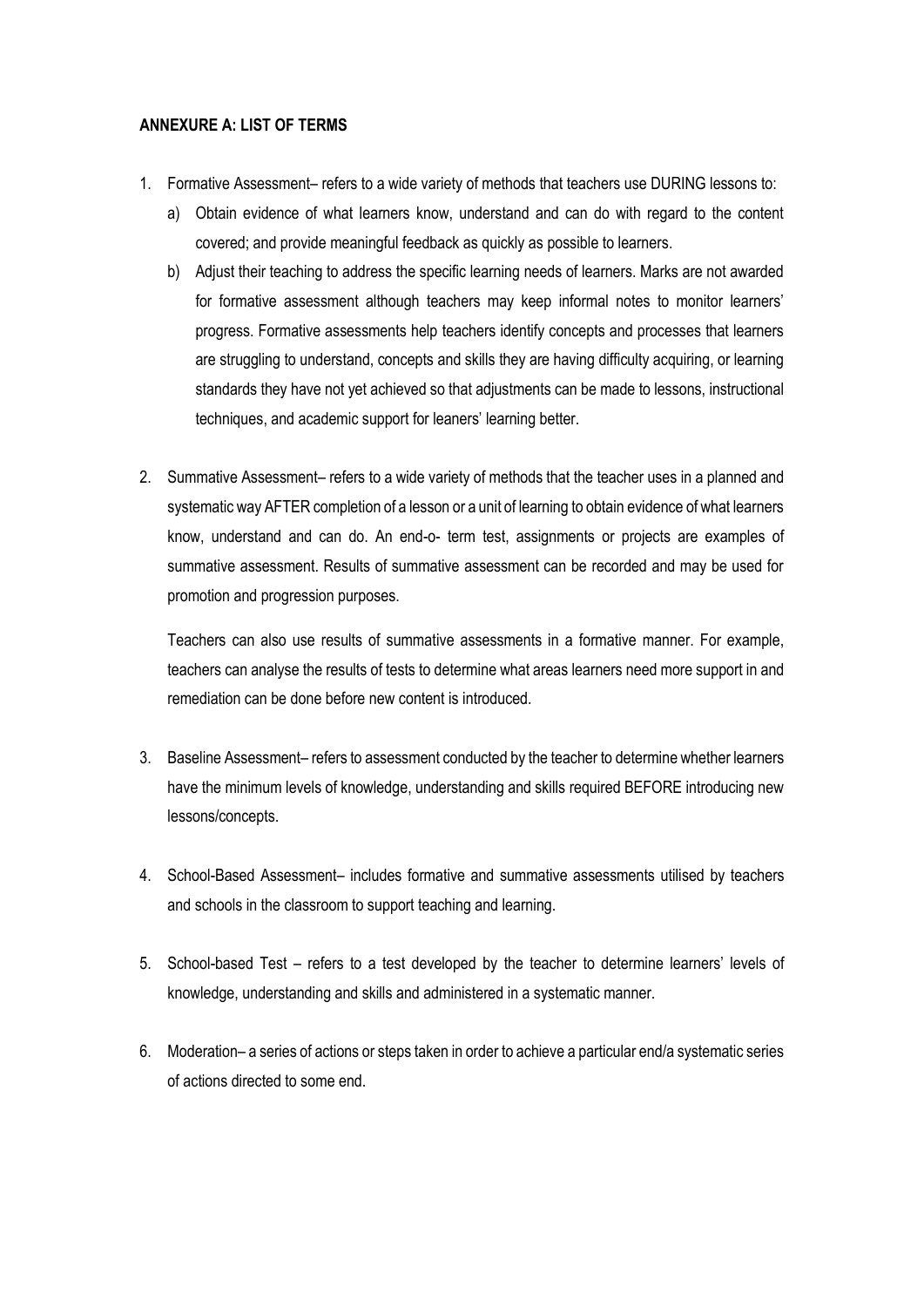**ANNEXURE A: LIST OF TERMS**

1. Formative Assessment– refers to a wide variety of methods that teachers use DURING lessons to:
    a) Obtain evidence of what learners know, understand and can do with regard to the content covered; and provide meaningful feedback as quickly as possible to learners.
    b) Adjust their teaching to address the specific learning needs of learners. Marks are not awarded for formative assessment although teachers may keep informal notes to monitor learners' progress. Formative assessments help teachers identify concepts and processes that learners are struggling to understand, concepts and skills they are having difficulty acquiring, or learning standards they have not yet achieved so that adjustments can be made to lessons, instructional techniques, and academic support for leaners' learning better.

2. Summative Assessment– refers to a wide variety of methods that the teacher uses in a planned and systematic way AFTER completion of a lesson or a unit of learning to obtain evidence of what learners know, understand and can do. An end-o- term test, assignments or projects are examples of summative assessment. Results of summative assessment can be recorded and may be used for promotion and progression purposes.

    Teachers can also use results of summative assessments in a formative manner. For example, teachers can analyse the results of tests to determine what areas learners need more support in and remediation can be done before new content is introduced.

3. Baseline Assessment– refers to assessment conducted by the teacher to determine whether learners have the minimum levels of knowledge, understanding and skills required BEFORE introducing new lessons/concepts.

4. School-Based Assessment– includes formative and summative assessments utilised by teachers and schools in the classroom to support teaching and learning.

5. School-based Test – refers to a test developed by the teacher to determine learners' levels of knowledge, understanding and skills and administered in a systematic manner.

6. Moderation– a series of actions or steps taken in order to achieve a particular end/a systematic series of actions directed to some end.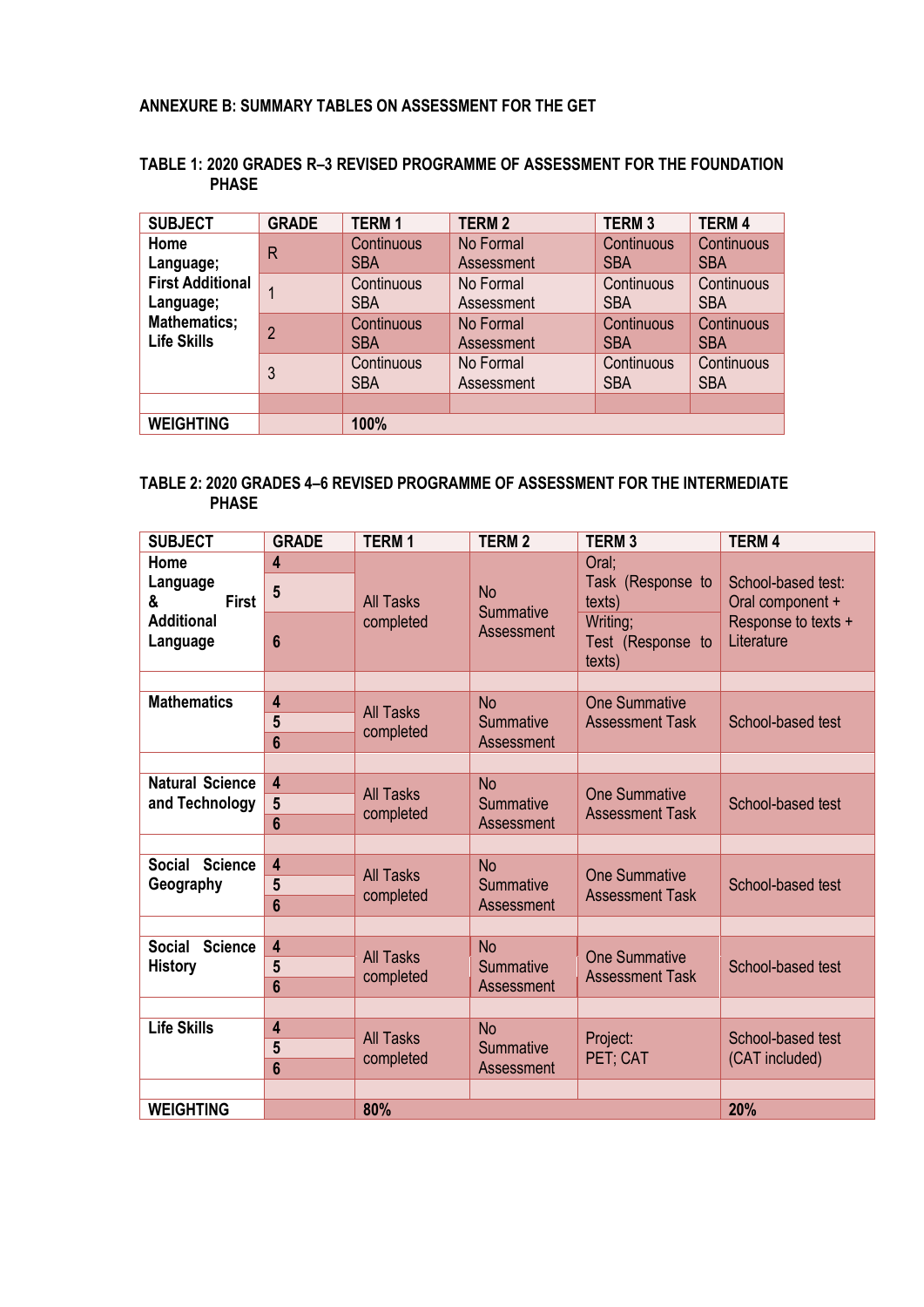**ANNEXURE B: SUMMARY TABLES ON ASSESSMENT FOR THE GET**

**TABLE 1: 2020 GRADES R–3 REVISED PROGRAMME OF ASSESSMENT FOR THE FOUNDATION PHASE**

| SUBJECT | GRADE | TERM 1 | TERM 2 | TERM 3 | TERM 4 |
|---|---|---|---|---|---|
| Home Language; First Additional Language; Mathematics; Life Skills | R | Continuous SBA | No Formal Assessment | Continuous SBA | Continuous SBA |
| | 1 | Continuous SBA | No Formal Assessment | Continuous SBA | Continuous SBA |
| | 2 | Continuous SBA | No Formal Assessment | Continuous SBA | Continuous SBA |
| | 3 | Continuous SBA | No Formal Assessment | Continuous SBA | Continuous SBA |
| | | | | | |
| **WEIGHTING** | | **100%** | | | |

**TABLE 2: 2020 GRADES 4–6 REVISED PROGRAMME OF ASSESSMENT FOR THE INTERMEDIATE PHASE**

| SUBJECT | GRADE | TERM 1 | TERM 2 | TERM 3 | TERM 4 |
|---|---|---|---|---|---|
| **Home Language & First Additional Language** | **4** | All Tasks completed | No Summative Assessment | Oral; Task (Response to texts) | School-based test: Oral component + Response to texts + Literature |
| | **5** | | | | |
| | **6** | | | Writing; Test (Response to texts) | |
| | | | | | |
| **Mathematics** | **4** | All Tasks completed | No Summative Assessment | One Summative Assessment Task | School-based test |
| | **5** | | | | |
| | **6** | | | | |
| | | | | | |
| **Natural Science and Technology** | **4** | All Tasks completed | No Summative Assessment | One Summative Assessment Task | School-based test |
| | **5** | | | | |
| | **6** | | | | |
| | | | | | |
| **Social Science Geography** | **4** | All Tasks completed | No Summative Assessment | One Summative Assessment Task | School-based test |
| | **5** | | | | |
| | **6** | | | | |
| | | | | | |
| **Social Science History** | **4** | All Tasks completed | No Summative Assessment | One Summative Assessment Task | School-based test |
| | **5** | | | | |
| | **6** | | | | |
| | | | | | |
| **Life Skills** | **4** | All Tasks completed | No Summative Assessment | Project: PET; CAT | School-based test (CAT included) |
| | **5** | | | | |
| | **6** | | | | |
| | | | | | |
| **WEIGHTING** | | **80%** | | | **20%** |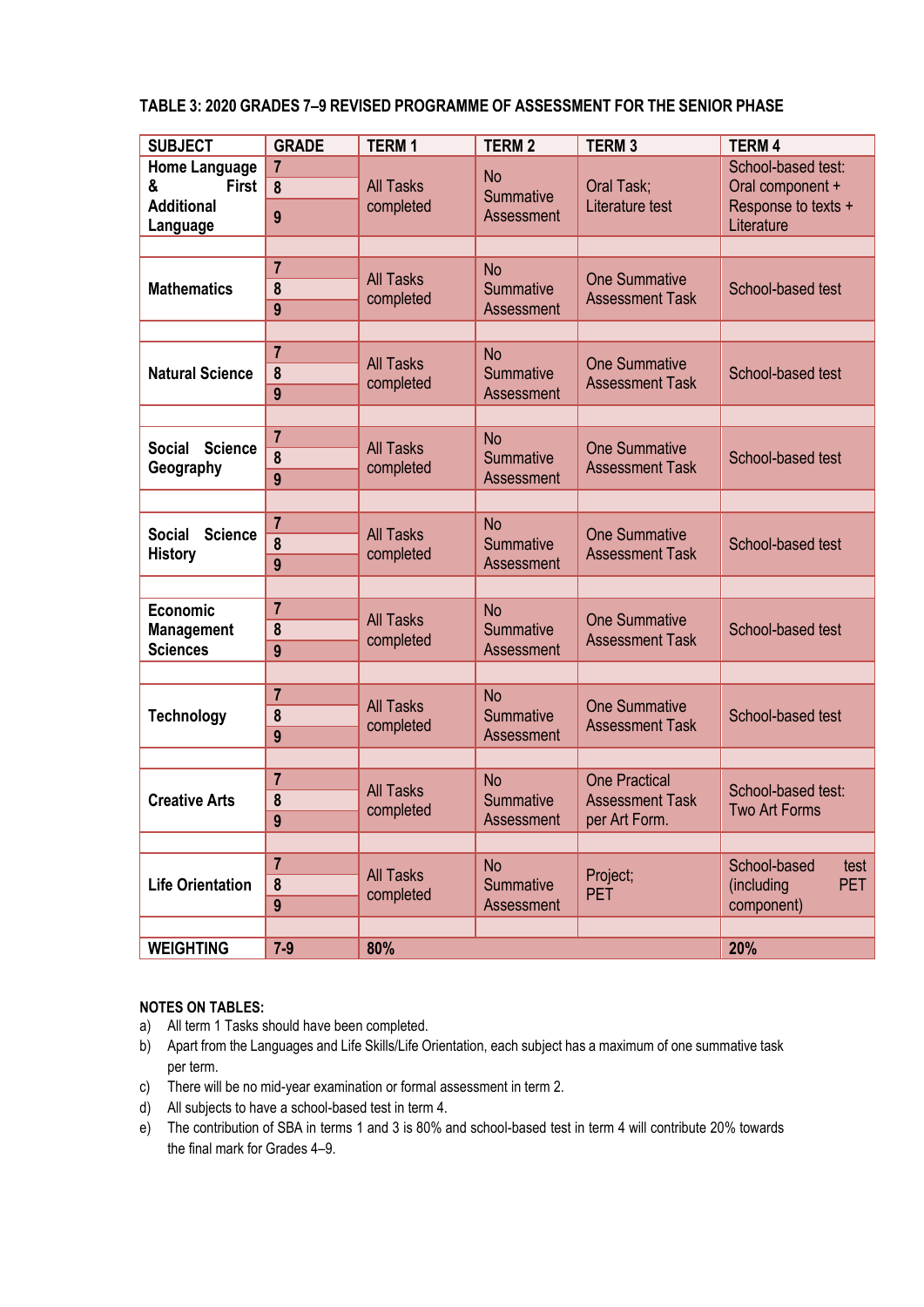**TABLE 3: 2020 GRADES 7–9 REVISED PROGRAMME OF ASSESSMENT FOR THE SENIOR PHASE**

| SUBJECT | GRADE | TERM 1 | TERM 2 | TERM 3 | TERM 4 |
|---|---|---|---|---|---|
| Home Language & First Additional Language | 7<br>8<br>9 | All Tasks completed | No Summative Assessment | Oral Task; Literature test | School-based test: Oral component + Response to texts + Literature |
| Mathematics | 7<br>8<br>9 | All Tasks completed | No Summative Assessment | One Summative Assessment Task | School-based test |
| Natural Science | 7<br>8<br>9 | All Tasks completed | No Summative Assessment | One Summative Assessment Task | School-based test |
| Social Science Geography | 7<br>8<br>9 | All Tasks completed | No Summative Assessment | One Summative Assessment Task | School-based test |
| Social Science History | 7<br>8<br>9 | All Tasks completed | No Summative Assessment | One Summative Assessment Task | School-based test |
| Economic Management Sciences | 7<br>8<br>9 | All Tasks completed | No Summative Assessment | One Summative Assessment Task | School-based test |
| Technology | 7<br>8<br>9 | All Tasks completed | No Summative Assessment | One Summative Assessment Task | School-based test |
| Creative Arts | 7<br>8<br>9 | All Tasks completed | No Summative Assessment | One Practical Assessment Task per Art Form. | School-based test: Two Art Forms |
| Life Orientation | 7<br>8<br>9 | All Tasks completed | No Summative Assessment | Project; PET | School-based test (including PET component) |
| WEIGHTING | 7-9 | 80% | | | 20% |

**NOTES ON TABLES:**

a) All term 1 Tasks should have been completed.

b) Apart from the Languages and Life Skills/Life Orientation, each subject has a maximum of one summative task per term.

c) There will be no mid-year examination or formal assessment in term 2.

d) All subjects to have a school-based test in term 4.

e) The contribution of SBA in terms 1 and 3 is 80% and school-based test in term 4 will contribute 20% towards the final mark for Grades 4–9.